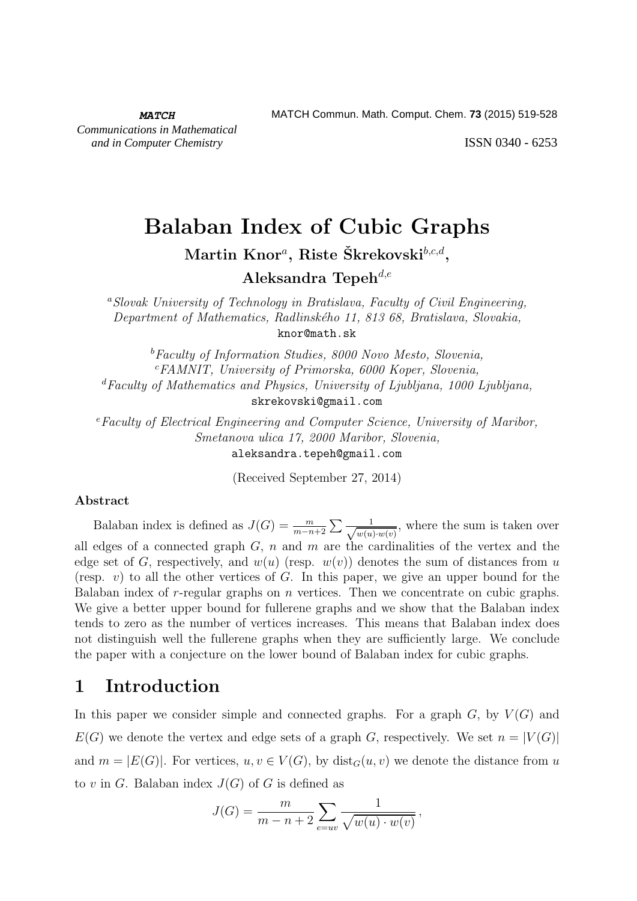**MATCH**

*Communications in Mathematical and in Computer Chemistry*

ISSN 0340 - 6253

# Balaban Index of Cubic Graphs

**Martin Knor**[a], **Riste Škrekovski**[b,c,d], **Aleksandra Tepeh**[d,e]

[a]*Slovak University of Technology in Bratislava, Faculty of Civil Engineering, Department of Mathematics, Radlinského 11, 813 68, Bratislava, Slovakia,* knor@math.sk

[b]*Faculty of Information Studies, 8000 Novo Mesto, Slovenia,*
[c]*FAMNIT, University of Primorska, 6000 Koper, Slovenia,*
[d]*Faculty of Mathematics and Physics, University of Ljubljana, 1000 Ljubljana,* skrekovski@gmail.com

[e]*Faculty of Electrical Engineering and Computer Science, University of Maribor, Smetanova ulica 17, 2000 Maribor, Slovenia,* aleksandra.tepeh@gmail.com

(Received September 27, 2014)

**Abstract**

Balaban index is defined as $J(G) = \frac{m}{m-n+2} \sum \frac{1}{\sqrt{w(u) \cdot w(v)}}$, where the sum is taken over all edges of a connected graph $G$, $n$ and $m$ are the cardinalities of the vertex and the edge set of $G$, respectively, and $w(u)$ (resp. $w(v)$) denotes the sum of distances from $u$ (resp. $v$) to all the other vertices of $G$. In this paper, we give an upper bound for the Balaban index of $r$-regular graphs on $n$ vertices. Then we concentrate on cubic graphs. We give a better upper bound for fullerene graphs and we show that the Balaban index tends to zero as the number of vertices increases. This means that Balaban index does not distinguish well the fullerene graphs when they are sufficiently large. We conclude the paper with a conjecture on the lower bound of Balaban index for cubic graphs.

## 1 Introduction

In this paper we consider simple and connected graphs. For a graph $G$, by $V(G)$ and $E(G)$ we denote the vertex and edge sets of a graph $G$, respectively. We set $n = |V(G)|$ and $m = |E(G)|$. For vertices, $u, v \in V(G)$, by $\text{dist}_G(u, v)$ we denote the distance from $u$ to $v$ in $G$. Balaban index $J(G)$ of $G$ is defined as

$$J(G) = \frac{m}{m-n+2} \sum_{e=uv} \frac{1}{\sqrt{w(u) \cdot w(v)}} \,,$$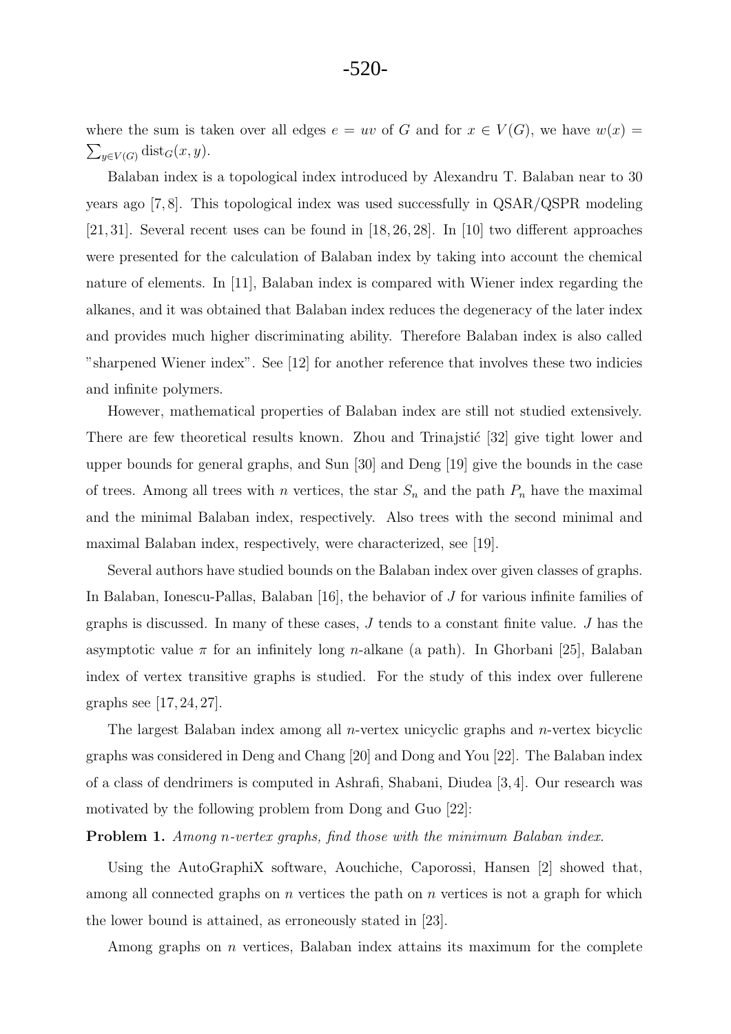where the sum is taken over all edges $e = uv$ of $G$ and for $x \in V(G)$, we have $w(x) = \sum_{y \in V(G)} \mathrm{dist}_G(x, y)$.

Balaban index is a topological index introduced by Alexandru T. Balaban near to 30 years ago [7, 8]. This topological index was used successfully in QSAR/QSPR modeling [21, 31]. Several recent uses can be found in [18, 26, 28]. In [10] two different approaches were presented for the calculation of Balaban index by taking into account the chemical nature of elements. In [11], Balaban index is compared with Wiener index regarding the alkanes, and it was obtained that Balaban index reduces the degeneracy of the later index and provides much higher discriminating ability. Therefore Balaban index is also called "sharpened Wiener index". See [12] for another reference that involves these two indicies and infinite polymers.

However, mathematical properties of Balaban index are still not studied extensively. There are few theoretical results known. Zhou and Trinajstić [32] give tight lower and upper bounds for general graphs, and Sun [30] and Deng [19] give the bounds in the case of trees. Among all trees with $n$ vertices, the star $S_n$ and the path $P_n$ have the maximal and the minimal Balaban index, respectively. Also trees with the second minimal and maximal Balaban index, respectively, were characterized, see [19].

Several authors have studied bounds on the Balaban index over given classes of graphs. In Balaban, Ionescu-Pallas, Balaban [16], the behavior of $J$ for various infinite families of graphs is discussed. In many of these cases, $J$ tends to a constant finite value. $J$ has the asymptotic value $\pi$ for an infinitely long $n$-alkane (a path). In Ghorbani [25], Balaban index of vertex transitive graphs is studied. For the study of this index over fullerene graphs see [17, 24, 27].

The largest Balaban index among all $n$-vertex unicyclic graphs and $n$-vertex bicyclic graphs was considered in Deng and Chang [20] and Dong and You [22]. The Balaban index of a class of dendrimers is computed in Ashrafi, Shabani, Diudea [3, 4]. Our research was motivated by the following problem from Dong and Guo [22]:

**Problem 1.** *Among $n$-vertex graphs, find those with the minimum Balaban index.*

Using the AutoGraphiX software, Aouchiche, Caporossi, Hansen [2] showed that, among all connected graphs on $n$ vertices the path on $n$ vertices is not a graph for which the lower bound is attained, as erroneously stated in [23].

Among graphs on $n$ vertices, Balaban index attains its maximum for the complete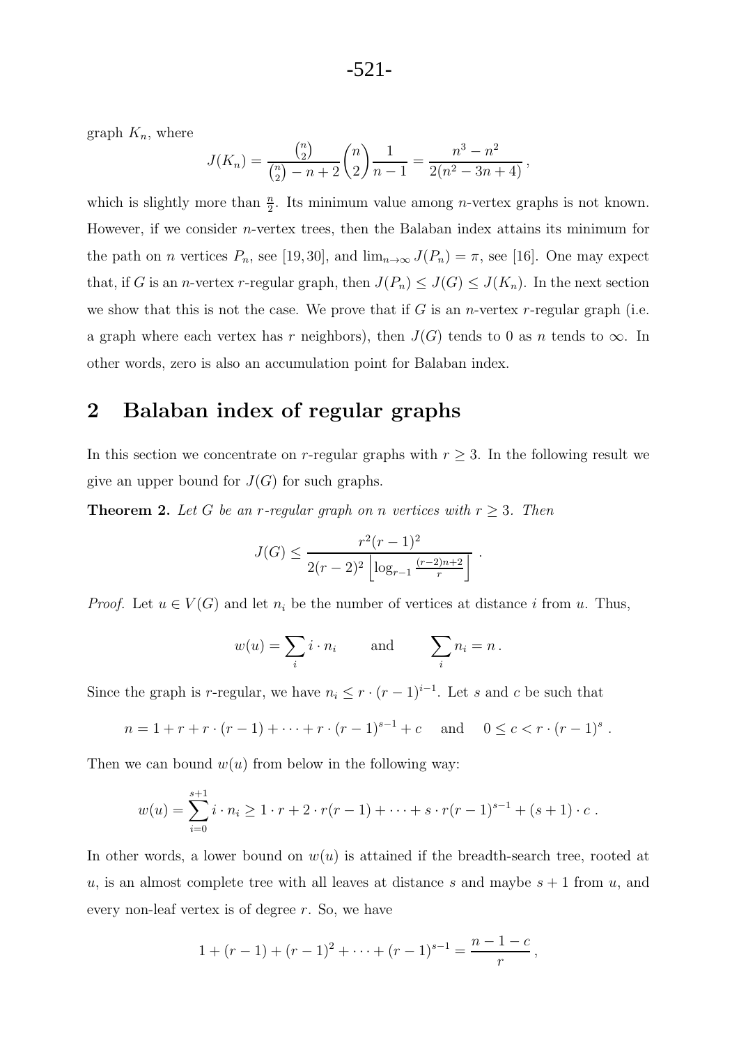graph $K_n$, where

$$J(K_n) = \frac{\binom{n}{2}}{\binom{n}{2} - n + 2}\binom{n}{2}\frac{1}{n-1} = \frac{n^3 - n^2}{2(n^2 - 3n + 4)}\,,$$

which is slightly more than $\frac{n}{2}$. Its minimum value among $n$-vertex graphs is not known. However, if we consider $n$-vertex trees, then the Balaban index attains its minimum for the path on $n$ vertices $P_n$, see [19,30], and $\lim_{n\to\infty} J(P_n) = \pi$, see [16]. One may expect that, if $G$ is an $n$-vertex $r$-regular graph, then $J(P_n) \leq J(G) \leq J(K_n)$. In the next section we show that this is not the case. We prove that if $G$ is an $n$-vertex $r$-regular graph (i.e. a graph where each vertex has $r$ neighbors), then $J(G)$ tends to 0 as $n$ tends to $\infty$. In other words, zero is also an accumulation point for Balaban index.

## 2 Balaban index of regular graphs

In this section we concentrate on $r$-regular graphs with $r \geq 3$. In the following result we give an upper bound for $J(G)$ for such graphs.

**Theorem 2.** *Let $G$ be an $r$-regular graph on $n$ vertices with $r \geq 3$. Then*

$$J(G) \leq \frac{r^2(r-1)^2}{2(r-2)^2\left\lfloor \log_{r-1}\frac{(r-2)n+2}{r}\right\rfloor}\,.$$

*Proof.* Let $u \in V(G)$ and let $n_i$ be the number of vertices at distance $i$ from $u$. Thus,

$$w(u) = \sum_i i \cdot n_i \qquad \text{and} \qquad \sum_i n_i = n\,.$$

Since the graph is $r$-regular, we have $n_i \leq r \cdot (r-1)^{i-1}$. Let $s$ and $c$ be such that

$$n = 1 + r + r\cdot(r-1) + \cdots + r\cdot(r-1)^{s-1} + c \quad \text{ and } \quad 0 \leq c < r\cdot(r-1)^s\,.$$

Then we can bound $w(u)$ from below in the following way:

$$w(u) = \sum_{i=0}^{s+1} i \cdot n_i \geq 1\cdot r + 2\cdot r(r-1) + \cdots + s\cdot r(r-1)^{s-1} + (s+1)\cdot c\,.$$

In other words, a lower bound on $w(u)$ is attained if the breadth-search tree, rooted at $u$, is an almost complete tree with all leaves at distance $s$ and maybe $s+1$ from $u$, and every non-leaf vertex is of degree $r$. So, we have

$$1 + (r-1) + (r-1)^2 + \cdots + (r-1)^{s-1} = \frac{n-1-c}{r}\,,$$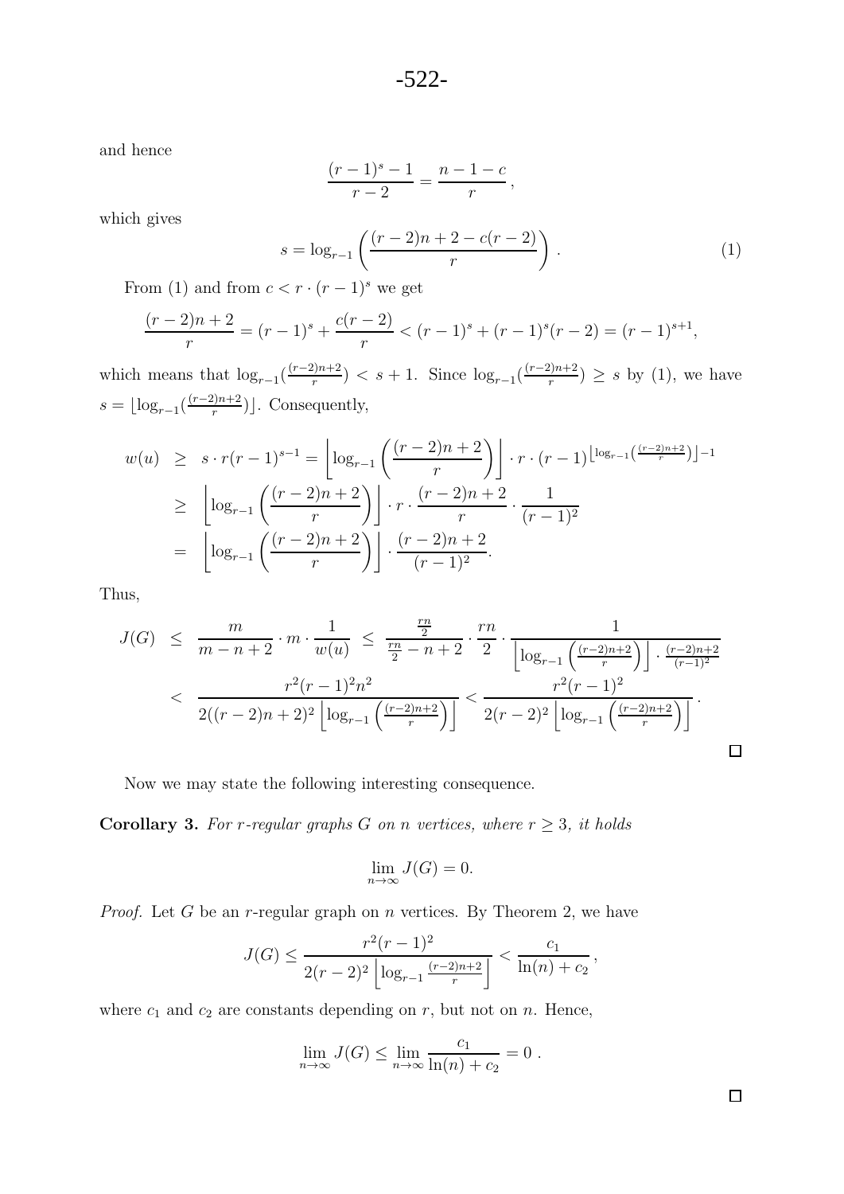and hence

$$\frac{(r-1)^s - 1}{r-2} = \frac{n-1-c}{r}\,,$$

which gives

$$s = \log_{r-1}\left(\frac{(r-2)n + 2 - c(r-2)}{r}\right)\,. \tag{1}$$

From (1) and from $c < r \cdot (r-1)^s$ we get

$$\frac{(r-2)n+2}{r} = (r-1)^s + \frac{c(r-2)}{r} < (r-1)^s + (r-1)^s(r-2) = (r-1)^{s+1},$$

which means that $\log_{r-1}(\frac{(r-2)n+2}{r}) < s+1$. Since $\log_{r-1}(\frac{(r-2)n+2}{r}) \geq s$ by (1), we have $s = \lfloor \log_{r-1}(\frac{(r-2)n+2}{r}) \rfloor$. Consequently,

$$\begin{aligned}
w(u) &\geq s \cdot r(r-1)^{s-1} = \left\lfloor \log_{r-1}\left(\frac{(r-2)n+2}{r}\right)\right\rfloor \cdot r \cdot (r-1)^{\left\lfloor \log_{r-1}\left(\frac{(r-2)n+2}{r}\right)\right\rfloor - 1} \\
&\geq \left\lfloor \log_{r-1}\left(\frac{(r-2)n+2}{r}\right)\right\rfloor \cdot r \cdot \frac{(r-2)n+2}{r} \cdot \frac{1}{(r-1)^2} \\
&= \left\lfloor \log_{r-1}\left(\frac{(r-2)n+2}{r}\right)\right\rfloor \cdot \frac{(r-2)n+2}{(r-1)^2}.
\end{aligned}$$

Thus,

$$\begin{aligned}
J(G) &\leq \frac{m}{m-n+2} \cdot m \cdot \frac{1}{w(u)} \leq \frac{\frac{rn}{2}}{\frac{rn}{2} - n + 2} \cdot \frac{rn}{2} \cdot \frac{1}{\left\lfloor \log_{r-1}\left(\frac{(r-2)n+2}{r}\right)\right\rfloor \cdot \frac{(r-2)n+2}{(r-1)^2}} \\
&< \frac{r^2(r-1)^2 n^2}{2((r-2)n+2)^2 \left\lfloor \log_{r-1}\left(\frac{(r-2)n+2}{r}\right)\right\rfloor} < \frac{r^2(r-1)^2}{2(r-2)^2 \left\lfloor \log_{r-1}\left(\frac{(r-2)n+2}{r}\right)\right\rfloor}.
\end{aligned}$$

□

Now we may state the following interesting consequence.

**Corollary 3.** *For $r$-regular graphs $G$ on $n$ vertices, where $r \geq 3$, it holds*

$$\lim_{n\to\infty} J(G) = 0.$$

*Proof.* Let $G$ be an $r$-regular graph on $n$ vertices. By Theorem 2, we have

$$J(G) \leq \frac{r^2(r-1)^2}{2(r-2)^2 \left\lfloor \log_{r-1} \frac{(r-2)n+2}{r}\right\rfloor} < \frac{c_1}{\ln(n) + c_2}\,,$$

where $c_1$ and $c_2$ are constants depending on $r$, but not on $n$. Hence,

$$\lim_{n\to\infty} J(G) \leq \lim_{n\to\infty} \frac{c_1}{\ln(n) + c_2} = 0\,.$$

□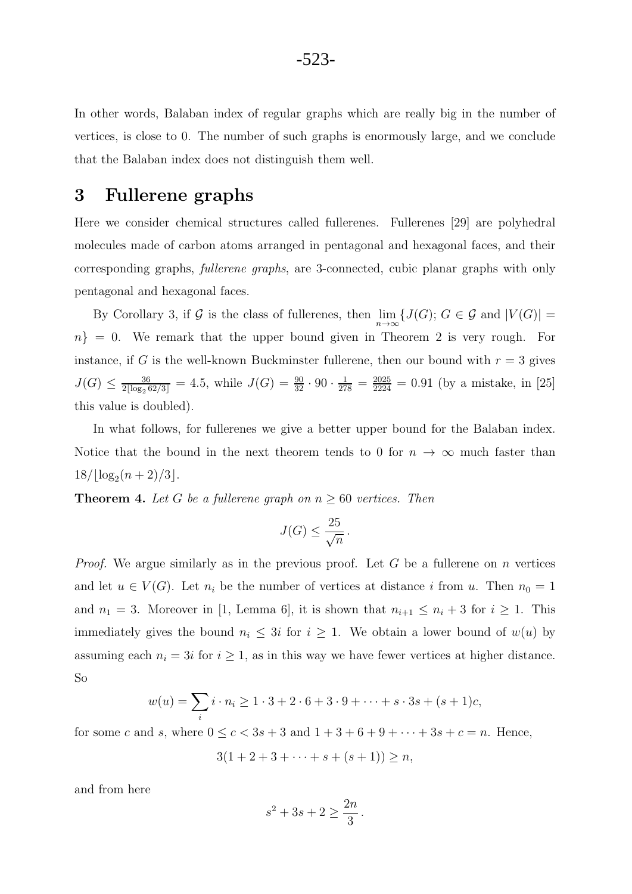In other words, Balaban index of regular graphs which are really big in the number of vertices, is close to 0. The number of such graphs is enormously large, and we conclude that the Balaban index does not distinguish them well.

# 3 Fullerene graphs

Here we consider chemical structures called fullerenes. Fullerenes [29] are polyhedral molecules made of carbon atoms arranged in pentagonal and hexagonal faces, and their corresponding graphs, *fullerene graphs*, are 3-connected, cubic planar graphs with only pentagonal and hexagonal faces.

By Corollary 3, if $\mathcal{G}$ is the class of fullerenes, then $\lim_{n\to\infty}\{J(G);\, G \in \mathcal{G} \text{ and } |V(G)| = n\} = 0$. We remark that the upper bound given in Theorem 2 is very rough. For instance, if $G$ is the well-known Buckminster fullerene, then our bound with $r = 3$ gives $J(G) \leq \frac{36}{2\lfloor \log_2 62/3 \rfloor} = 4.5$, while $J(G) = \frac{90}{32} \cdot 90 \cdot \frac{1}{278} = \frac{2025}{2224} = 0.91$ (by a mistake, in [25] this value is doubled).

In what follows, for fullerenes we give a better upper bound for the Balaban index. Notice that the bound in the next theorem tends to 0 for $n \to \infty$ much faster than $18/\lfloor \log_2(n+2)/3 \rfloor$.

**Theorem 4.** *Let $G$ be a fullerene graph on $n \geq 60$ vertices. Then*

$$J(G) \leq \frac{25}{\sqrt{n}}\,.$$

*Proof.* We argue similarly as in the previous proof. Let $G$ be a fullerene on $n$ vertices and let $u \in V(G)$. Let $n_i$ be the number of vertices at distance $i$ from $u$. Then $n_0 = 1$ and $n_1 = 3$. Moreover in [1, Lemma 6], it is shown that $n_{i+1} \leq n_i + 3$ for $i \geq 1$. This immediately gives the bound $n_i \leq 3i$ for $i \geq 1$. We obtain a lower bound of $w(u)$ by assuming each $n_i = 3i$ for $i \geq 1$, as in this way we have fewer vertices at higher distance. So

$$w(u) = \sum_i i \cdot n_i \geq 1 \cdot 3 + 2 \cdot 6 + 3 \cdot 9 + \cdots + s \cdot 3s + (s+1)c,$$

for some $c$ and $s$, where $0 \leq c < 3s + 3$ and $1 + 3 + 6 + 9 + \cdots + 3s + c = n$. Hence,

$$3(1 + 2 + 3 + \cdots + s + (s+1)) \geq n,$$

and from here

$$s^2 + 3s + 2 \geq \frac{2n}{3}\,.$$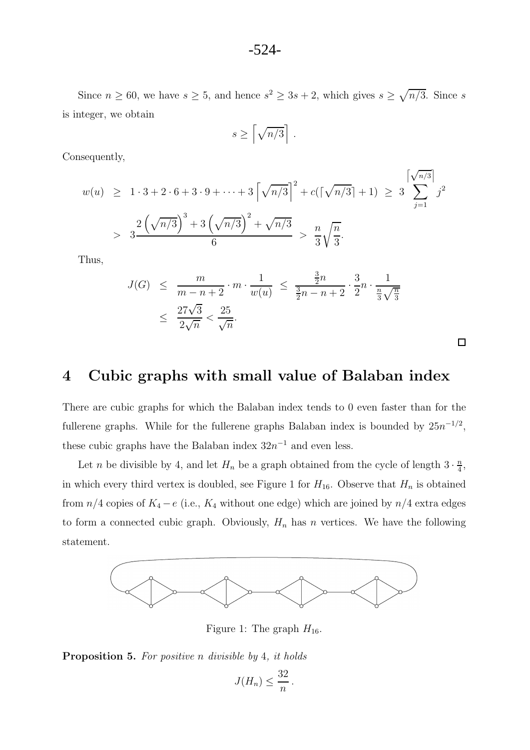Since $n \geq 60$, we have $s \geq 5$, and hence $s^2 \geq 3s + 2$, which gives $s \geq \sqrt{n/3}$. Since $s$ is integer, we obtain

$$s \geq \left\lceil \sqrt{n/3} \right\rceil .$$

Consequently,

$$\begin{aligned} w(u) &\geq 1 \cdot 3 + 2 \cdot 6 + 3 \cdot 9 + \cdots + 3 \left\lceil \sqrt{n/3} \right\rceil^2 + c(\lceil \sqrt{n/3} \rceil + 1) \;\geq\; 3 \sum_{j=1}^{\left\lceil \sqrt{n/3} \right\rceil} j^2 \\ &> 3 \frac{2\left(\sqrt{n/3}\right)^3 + 3\left(\sqrt{n/3}\right)^2 + \sqrt{n/3}}{6} \;>\; \frac{n}{3}\sqrt{\frac{n}{3}}. \end{aligned}$$

Thus,

$$\begin{aligned} J(G) &\leq \frac{m}{m-n+2} \cdot m \cdot \frac{1}{w(u)} \;\leq\; \frac{\frac{3}{2}n}{\frac{3}{2}n - n + 2} \cdot \frac{3}{2}n \cdot \frac{1}{\frac{n}{3}\sqrt{\frac{n}{3}}} \\ &\leq \frac{27\sqrt{3}}{2\sqrt{n}} < \frac{25}{\sqrt{n}}. \end{aligned}$$

□

## 4 Cubic graphs with small value of Balaban index

There are cubic graphs for which the Balaban index tends to 0 even faster than for the fullerene graphs. While for the fullerene graphs Balaban index is bounded by $25n^{-1/2}$, these cubic graphs have the Balaban index $32n^{-1}$ and even less.

Let $n$ be divisible by 4, and let $H_n$ be a graph obtained from the cycle of length $3 \cdot \frac{n}{4}$, in which every third vertex is doubled, see Figure 1 for $H_{16}$. Observe that $H_n$ is obtained from $n/4$ copies of $K_4 - e$ (i.e., $K_4$ without one edge) which are joined by $n/4$ extra edges to form a connected cubic graph. Obviously, $H_n$ has $n$ vertices. We have the following statement.

Figure 1: The graph $H_{16}$.

**Proposition 5.** *For positive $n$ divisible by 4, it holds*

$$J(H_n) \leq \frac{32}{n} .$$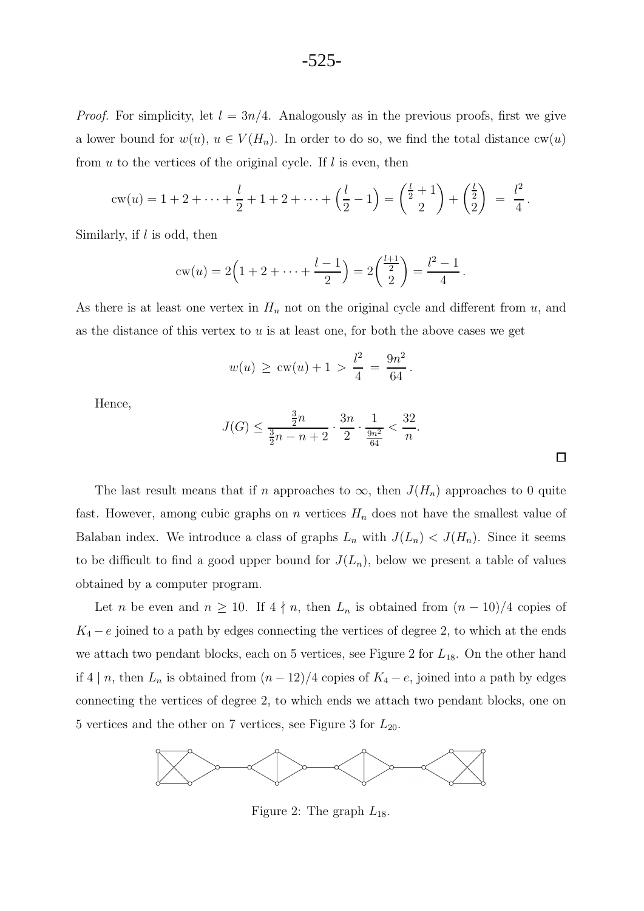*Proof.* For simplicity, let $l = 3n/4$. Analogously as in the previous proofs, first we give a lower bound for $w(u)$, $u \in V(H_n)$. In order to do so, we find the total distance $\mathrm{cw}(u)$ from $u$ to the vertices of the original cycle. If $l$ is even, then

$$\mathrm{cw}(u) = 1 + 2 + \cdots + \frac{l}{2} + 1 + 2 + \cdots + \left(\frac{l}{2} - 1\right) = \binom{\frac{l}{2}+1}{2} + \binom{\frac{l}{2}}{2} \;=\; \frac{l^2}{4}\,.$$

Similarly, if $l$ is odd, then

$$\mathrm{cw}(u) = 2\Big(1 + 2 + \cdots + \frac{l-1}{2}\Big) = 2\binom{\frac{l+1}{2}}{2} = \frac{l^2-1}{4}\,.$$

As there is at least one vertex in $H_n$ not on the original cycle and different from $u$, and as the distance of this vertex to $u$ is at least one, for both the above cases we get

$$w(u) \;\geq\; \mathrm{cw}(u) + 1 \;>\; \frac{l^2}{4} \;=\; \frac{9n^2}{64}\,.$$

Hence,

$$J(G) \leq \frac{\frac{3}{2}n}{\frac{3}{2}n - n + 2} \cdot \frac{3n}{2} \cdot \frac{1}{\frac{9n^2}{64}} < \frac{32}{n}.$$

□

The last result means that if $n$ approaches to $\infty$, then $J(H_n)$ approaches to 0 quite fast. However, among cubic graphs on $n$ vertices $H_n$ does not have the smallest value of Balaban index. We introduce a class of graphs $L_n$ with $J(L_n) < J(H_n)$. Since it seems to be difficult to find a good upper bound for $J(L_n)$, below we present a table of values obtained by a computer program.

Let $n$ be even and $n \geq 10$. If $4 \nmid n$, then $L_n$ is obtained from $(n-10)/4$ copies of $K_4 - e$ joined to a path by edges connecting the vertices of degree 2, to which at the ends we attach two pendant blocks, each on 5 vertices, see Figure 2 for $L_{18}$. On the other hand if $4 \mid n$, then $L_n$ is obtained from $(n-12)/4$ copies of $K_4 - e$, joined into a path by edges connecting the vertices of degree 2, to which ends we attach two pendant blocks, one on 5 vertices and the other on 7 vertices, see Figure 3 for $L_{20}$.

Figure 2: The graph $L_{18}$.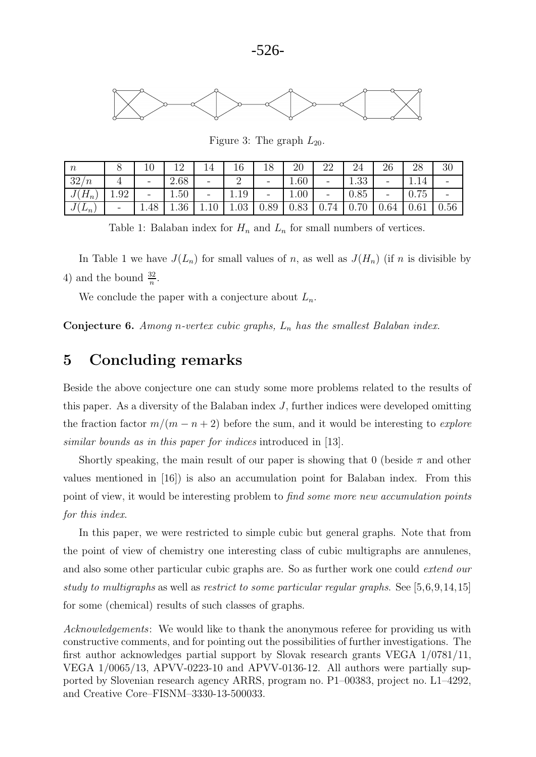Figure 3: The graph $L_{20}$.

| $n$ | 8 | 10 | 12 | 14 | 16 | 18 | 20 | 22 | 24 | 26 | 28 | 30 |
|---|---|---|---|---|---|---|---|---|---|---|---|---|
| $32/n$ | 4 | - | 2.68 | - | 2 | - | 1.60 | - | 1.33 | - | 1.14 | - |
| $J(H_n)$ | 1.92 | - | 1.50 | - | 1.19 | - | 1.00 | - | 0.85 | - | 0.75 | - |
| $J(L_n)$ | - | 1.48 | 1.36 | 1.10 | 1.03 | 0.89 | 0.83 | 0.74 | 0.70 | 0.64 | 0.61 | 0.56 |

Table 1: Balaban index for $H_n$ and $L_n$ for small numbers of vertices.

In Table 1 we have $J(L_n)$ for small values of $n$, as well as $J(H_n)$ (if $n$ is divisible by 4) and the bound $\frac{32}{n}$.

We conclude the paper with a conjecture about $L_n$.

**Conjecture 6.** *Among n-vertex cubic graphs, $L_n$ has the smallest Balaban index.*

# 5 Concluding remarks

Beside the above conjecture one can study some more problems related to the results of this paper. As a diversity of the Balaban index $J$, further indices were developed omitting the fraction factor $m/(m-n+2)$ before the sum, and it would be interesting to *explore similar bounds as in this paper for indices* introduced in [13].

Shortly speaking, the main result of our paper is showing that 0 (beside $\pi$ and other values mentioned in [16]) is also an accumulation point for Balaban index. From this point of view, it would be interesting problem to *find some more new accumulation points for this index*.

In this paper, we were restricted to simple cubic but general graphs. Note that from the point of view of chemistry one interesting class of cubic multigraphs are annulenes, and also some other particular cubic graphs are. So as further work one could *extend our study to multigraphs* as well as *restrict to some particular regular graphs*. See [5,6,9,14,15] for some (chemical) results of such classes of graphs.

*Acknowledgements*: We would like to thank the anonymous referee for providing us with constructive comments, and for pointing out the possibilities of further investigations. The first author acknowledges partial support by Slovak research grants VEGA 1/0781/11, VEGA 1/0065/13, APVV-0223-10 and APVV-0136-12. All authors were partially supported by Slovenian research agency ARRS, program no. P1–00383, project no. L1–4292, and Creative Core–FISNM–3330-13-500033.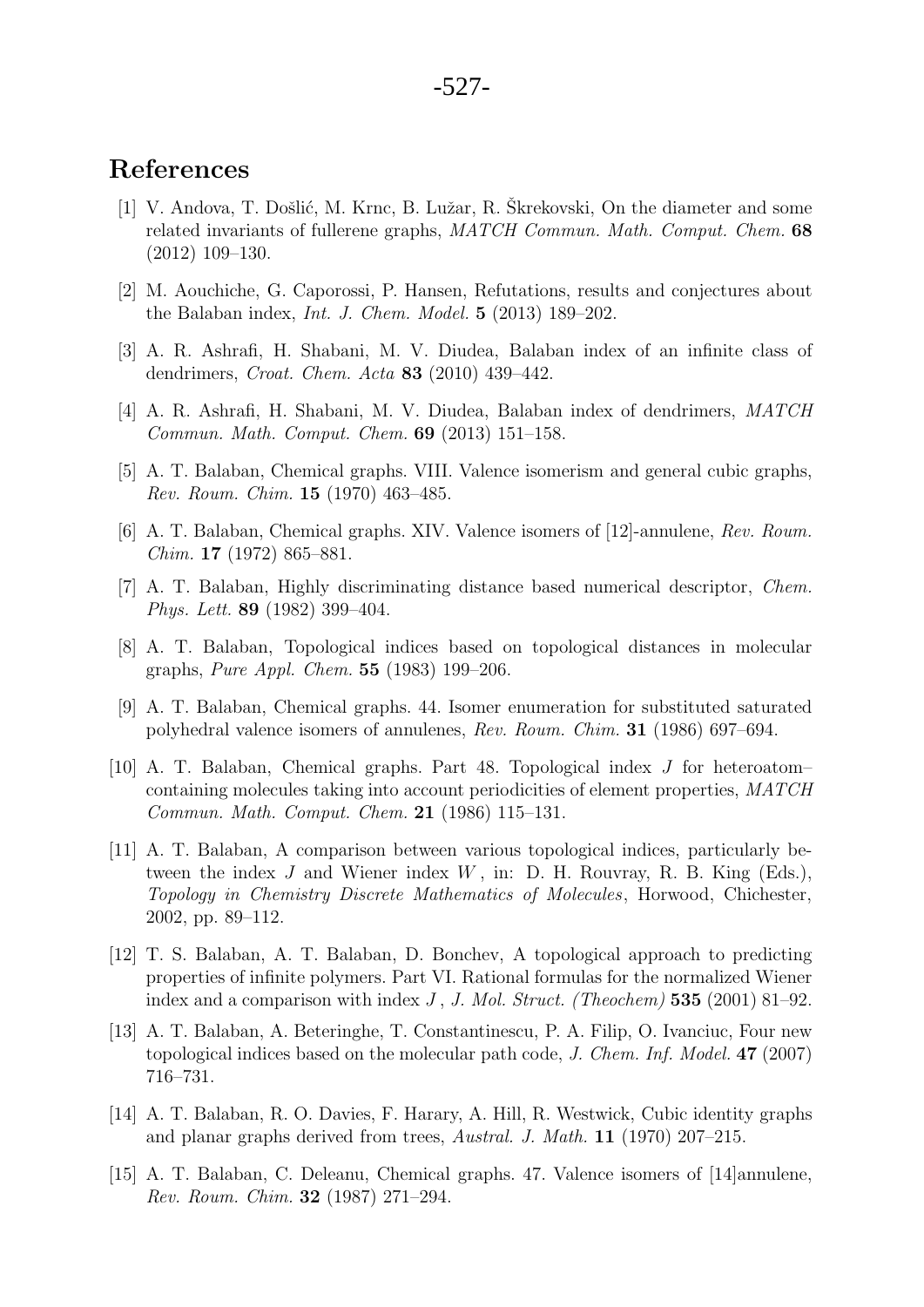## References

[1] V. Andova, T. Došlić, M. Krnc, B. Lužar, R. Škrekovski, On the diameter and some related invariants of fullerene graphs, *MATCH Commun. Math. Comput. Chem.* **68** (2012) 109–130.

[2] M. Aouchiche, G. Caporossi, P. Hansen, Refutations, results and conjectures about the Balaban index, *Int. J. Chem. Model.* **5** (2013) 189–202.

[3] A. R. Ashrafi, H. Shabani, M. V. Diudea, Balaban index of an infinite class of dendrimers, *Croat. Chem. Acta* **83** (2010) 439–442.

[4] A. R. Ashrafi, H. Shabani, M. V. Diudea, Balaban index of dendrimers, *MATCH Commun. Math. Comput. Chem.* **69** (2013) 151–158.

[5] A. T. Balaban, Chemical graphs. VIII. Valence isomerism and general cubic graphs, *Rev. Roum. Chim.* **15** (1970) 463–485.

[6] A. T. Balaban, Chemical graphs. XIV. Valence isomers of [12]-annulene, *Rev. Roum. Chim.* **17** (1972) 865–881.

[7] A. T. Balaban, Highly discriminating distance based numerical descriptor, *Chem. Phys. Lett.* **89** (1982) 399–404.

[8] A. T. Balaban, Topological indices based on topological distances in molecular graphs, *Pure Appl. Chem.* **55** (1983) 199–206.

[9] A. T. Balaban, Chemical graphs. 44. Isomer enumeration for substituted saturated polyhedral valence isomers of annulenes, *Rev. Roum. Chim.* **31** (1986) 697–694.

[10] A. T. Balaban, Chemical graphs. Part 48. Topological index $J$ for heteroatom–containing molecules taking into account periodicities of element properties, *MATCH Commun. Math. Comput. Chem.* **21** (1986) 115–131.

[11] A. T. Balaban, A comparison between various topological indices, particularly between the index $J$ and Wiener index $W$, in: D. H. Rouvray, R. B. King (Eds.), *Topology in Chemistry Discrete Mathematics of Molecules*, Horwood, Chichester, 2002, pp. 89–112.

[12] T. S. Balaban, A. T. Balaban, D. Bonchev, A topological approach to predicting properties of infinite polymers. Part VI. Rational formulas for the normalized Wiener index and a comparison with index $J$, *J. Mol. Struct. (Theochem)* **535** (2001) 81–92.

[13] A. T. Balaban, A. Beteringhe, T. Constantinescu, P. A. Filip, O. Ivanciuc, Four new topological indices based on the molecular path code, *J. Chem. Inf. Model.* **47** (2007) 716–731.

[14] A. T. Balaban, R. O. Davies, F. Harary, A. Hill, R. Westwick, Cubic identity graphs and planar graphs derived from trees, *Austral. J. Math.* **11** (1970) 207–215.

[15] A. T. Balaban, C. Deleanu, Chemical graphs. 47. Valence isomers of [14]annulene, *Rev. Roum. Chim.* **32** (1987) 271–294.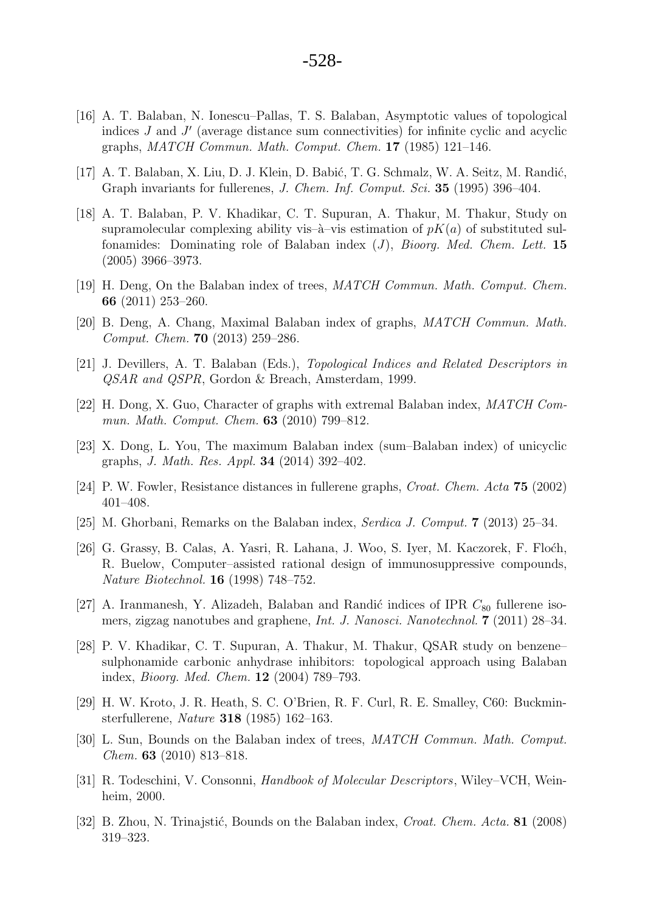[16] A. T. Balaban, N. Ionescu–Pallas, T. S. Balaban, Asymptotic values of topological indices $J$ and $J'$ (average distance sum connectivities) for infinite cyclic and acyclic graphs, *MATCH Commun. Math. Comput. Chem.* **17** (1985) 121–146.

[17] A. T. Balaban, X. Liu, D. J. Klein, D. Babić, T. G. Schmalz, W. A. Seitz, M. Randić, Graph invariants for fullerenes, *J. Chem. Inf. Comput. Sci.* **35** (1995) 396–404.

[18] A. T. Balaban, P. V. Khadikar, C. T. Supuran, A. Thakur, M. Thakur, Study on supramolecular complexing ability vis–à–vis estimation of $pK(a)$ of substituted sulfonamides: Dominating role of Balaban index ($J$), *Bioorg. Med. Chem. Lett.* **15** (2005) 3966–3973.

[19] H. Deng, On the Balaban index of trees, *MATCH Commun. Math. Comput. Chem.* **66** (2011) 253–260.

[20] B. Deng, A. Chang, Maximal Balaban index of graphs, *MATCH Commun. Math. Comput. Chem.* **70** (2013) 259–286.

[21] J. Devillers, A. T. Balaban (Eds.), *Topological Indices and Related Descriptors in QSAR and QSPR*, Gordon & Breach, Amsterdam, 1999.

[22] H. Dong, X. Guo, Character of graphs with extremal Balaban index, *MATCH Commun. Math. Comput. Chem.* **63** (2010) 799–812.

[23] X. Dong, L. You, The maximum Balaban index (sum–Balaban index) of unicyclic graphs, *J. Math. Res. Appl.* **34** (2014) 392–402.

[24] P. W. Fowler, Resistance distances in fullerene graphs, *Croat. Chem. Acta* **75** (2002) 401–408.

[25] M. Ghorbani, Remarks on the Balaban index, *Serdica J. Comput.* **7** (2013) 25–34.

[26] G. Grassy, B. Calas, A. Yasri, R. Lahana, J. Woo, S. Iyer, M. Kaczorek, F. Floćh, R. Buelow, Computer–assisted rational design of immunosuppressive compounds, *Nature Biotechnol.* **16** (1998) 748–752.

[27] A. Iranmanesh, Y. Alizadeh, Balaban and Randić indices of IPR $C_{80}$ fullerene isomers, zigzag nanotubes and graphene, *Int. J. Nanosci. Nanotechnol.* **7** (2011) 28–34.

[28] P. V. Khadikar, C. T. Supuran, A. Thakur, M. Thakur, QSAR study on benzene–sulphonamide carbonic anhydrase inhibitors: topological approach using Balaban index, *Bioorg. Med. Chem.* **12** (2004) 789–793.

[29] H. W. Kroto, J. R. Heath, S. C. O'Brien, R. F. Curl, R. E. Smalley, C60: Buckminsterfullerene, *Nature* **318** (1985) 162–163.

[30] L. Sun, Bounds on the Balaban index of trees, *MATCH Commun. Math. Comput. Chem.* **63** (2010) 813–818.

[31] R. Todeschini, V. Consonni, *Handbook of Molecular Descriptors*, Wiley–VCH, Weinheim, 2000.

[32] B. Zhou, N. Trinajstić, Bounds on the Balaban index, *Croat. Chem. Acta.* **81** (2008) 319–323.